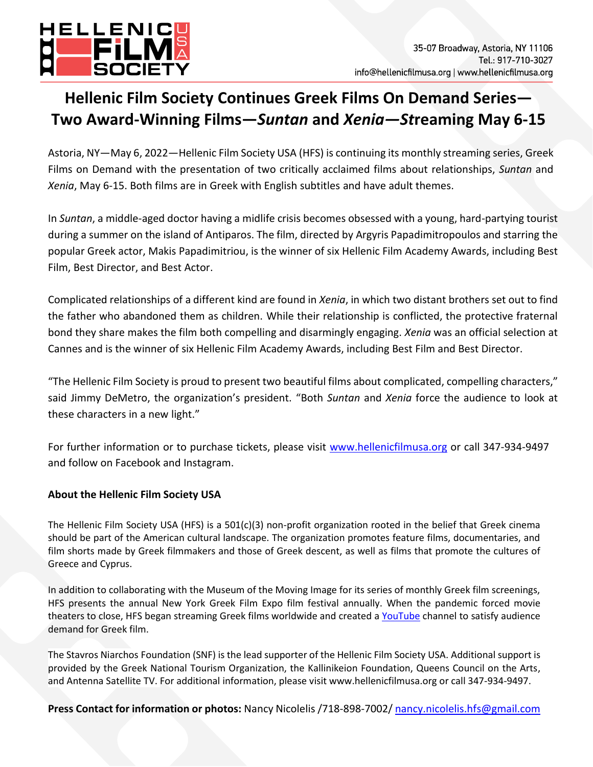HELLENIC FILM SOCIETY USA

35-07 Broadway, Astoria, NY 11106
Tel.: 917-710-3027
info@hellenicfilmusa.org | www.hellenicfilmusa.org

# Hellenic Film Society Continues Greek Films On Demand Series—Two Award-Winning Films—*Suntan* and *Xenia*—*St*reaming May 6-15

Astoria, NY—May 6, 2022—Hellenic Film Society USA (HFS) is continuing its monthly streaming series, Greek Films on Demand with the presentation of two critically acclaimed films about relationships, *Suntan* and *Xenia*, May 6-15. Both films are in Greek with English subtitles and have adult themes.

In *Suntan*, a middle-aged doctor having a midlife crisis becomes obsessed with a young, hard-partying tourist during a summer on the island of Antiparos. The film, directed by Argyris Papadimitropoulos and starring the popular Greek actor, Makis Papadimitriou, is the winner of six Hellenic Film Academy Awards, including Best Film, Best Director, and Best Actor.

Complicated relationships of a different kind are found in *Xenia*, in which two distant brothers set out to find the father who abandoned them as children. While their relationship is conflicted, the protective fraternal bond they share makes the film both compelling and disarmingly engaging. *Xenia* was an official selection at Cannes and is the winner of six Hellenic Film Academy Awards, including Best Film and Best Director.

"The Hellenic Film Society is proud to present two beautiful films about complicated, compelling characters," said Jimmy DeMetro, the organization's president. "Both *Suntan* and *Xenia* force the audience to look at these characters in a new light."

For further information or to purchase tickets, please visit [www.hellenicfilmusa.org](www.hellenicfilmusa.org) or call 347-934-9497 and follow on Facebook and Instagram.

**About the Hellenic Film Society USA**

The Hellenic Film Society USA (HFS) is a 501(c)(3) non-profit organization rooted in the belief that Greek cinema should be part of the American cultural landscape. The organization promotes feature films, documentaries, and film shorts made by Greek filmmakers and those of Greek descent, as well as films that promote the cultures of Greece and Cyprus.

In addition to collaborating with the Museum of the Moving Image for its series of monthly Greek film screenings, HFS presents the annual New York Greek Film Expo film festival annually. When the pandemic forced movie theaters to close, HFS began streaming Greek films worldwide and created a YouTube channel to satisfy audience demand for Greek film.

The Stavros Niarchos Foundation (SNF) is the lead supporter of the Hellenic Film Society USA. Additional support is provided by the Greek National Tourism Organization, the Kallinikeion Foundation, Queens Council on the Arts, and Antenna Satellite TV. For additional information, please visit www.hellenicfilmusa.org or call 347-934-9497.

**Press Contact for information or photos:** Nancy Nicolelis /718-898-7002/ nancy.nicolelis.hfs@gmail.com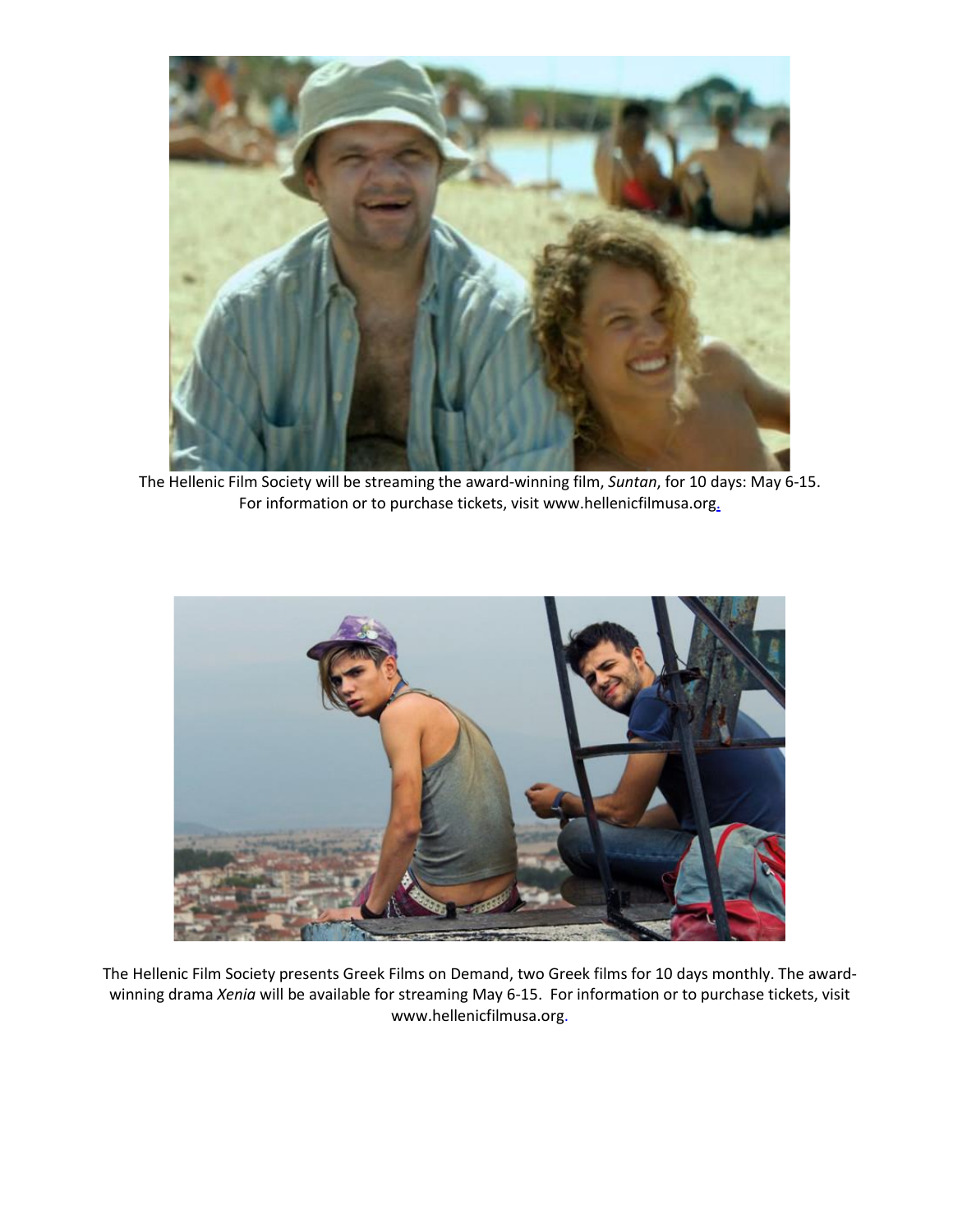The Hellenic Film Society will be streaming the award-winning film, *Suntan*, for 10 days: May 6-15. For information or to purchase tickets, visit www.hellenicfilmusa.org.

The Hellenic Film Society presents Greek Films on Demand, two Greek films for 10 days monthly. The award-winning drama *Xenia* will be available for streaming May 6-15. For information or to purchase tickets, visit www.hellenicfilmusa.org.